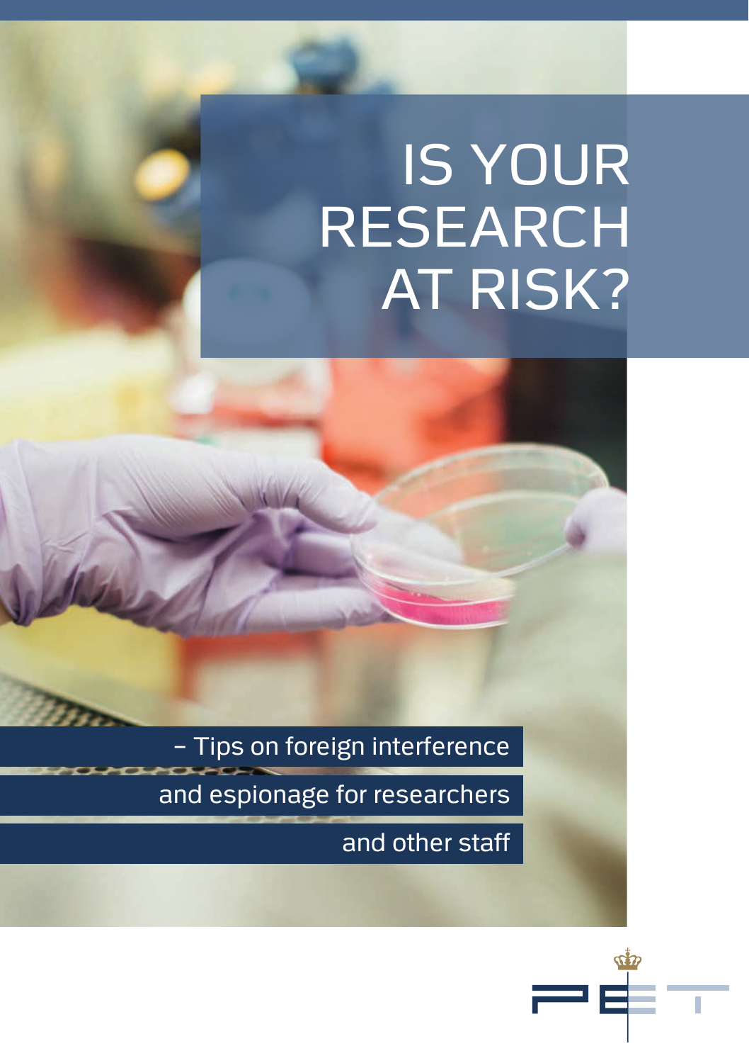# IS YOUR RESEARCH AT RISK?

– Tips on foreign interference and espionage for researchers and other staff

PET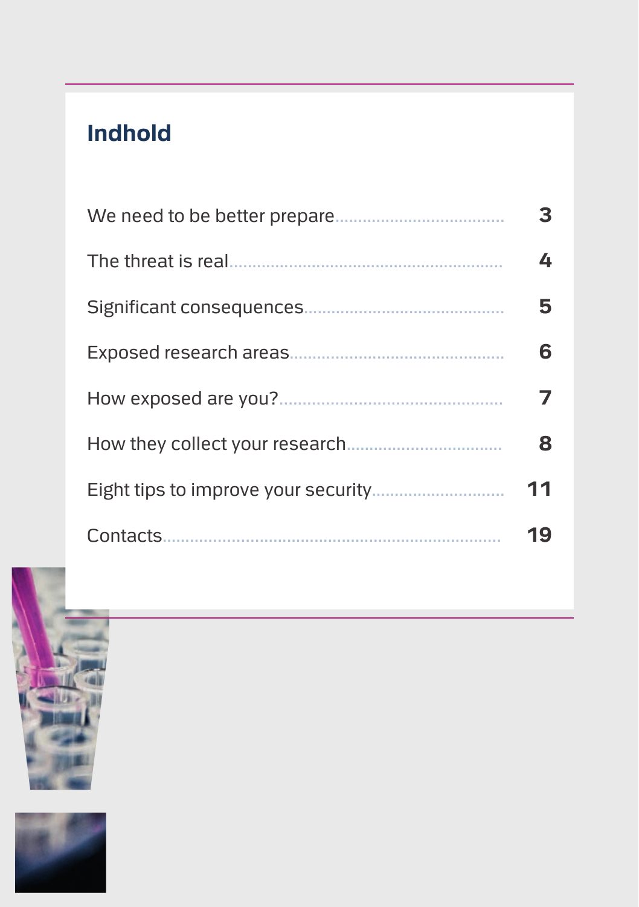# Indhold

| | |
|---|---|
| We need to be better prepare | 3 |
| The threat is real | 4 |
| Significant consequences | 5 |
| Exposed research areas | 6 |
| How exposed are you? | 7 |
| How they collect your research | 8 |
| Eight tips to improve your security | 11 |
| Contacts | 19 |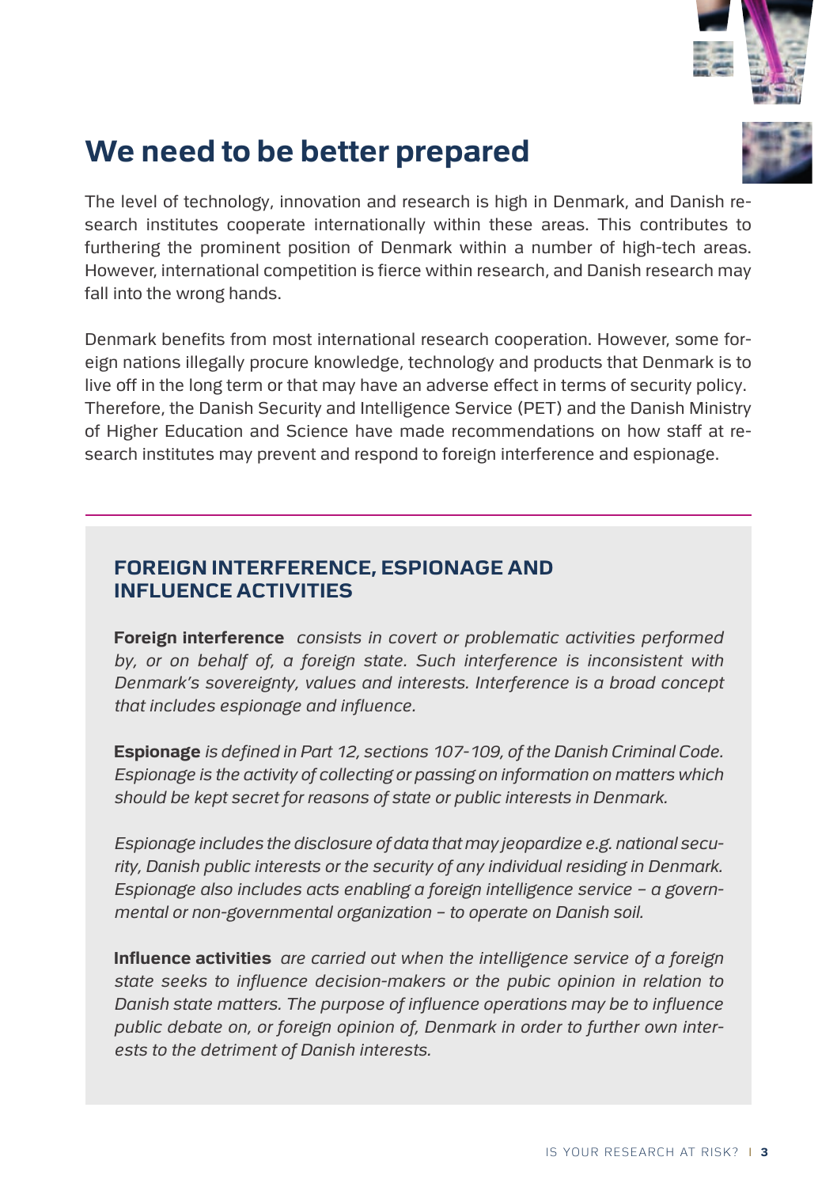# We need to be better prepared

The level of technology, innovation and research is high in Denmark, and Danish research institutes cooperate internationally within these areas. This contributes to furthering the prominent position of Denmark within a number of high-tech areas. However, international competition is fierce within research, and Danish research may fall into the wrong hands.

Denmark benefits from most international research cooperation. However, some foreign nations illegally procure knowledge, technology and products that Denmark is to live off in the long term or that may have an adverse effect in terms of security policy. Therefore, the Danish Security and Intelligence Service (PET) and the Danish Ministry of Higher Education and Science have made recommendations on how staff at research institutes may prevent and respond to foreign interference and espionage.

## FOREIGN INTERFERENCE, ESPIONAGE AND INFLUENCE ACTIVITIES

**Foreign interference** *consists in covert or problematic activities performed by, or on behalf of, a foreign state. Such interference is inconsistent with Denmark's sovereignty, values and interests. Interference is a broad concept that includes espionage and influence.*

**Espionage** *is defined in Part 12, sections 107-109, of the Danish Criminal Code. Espionage is the activity of collecting or passing on information on matters which should be kept secret for reasons of state or public interests in Denmark.*

*Espionage includes the disclosure of data that may jeopardize e.g. national security, Danish public interests or the security of any individual residing in Denmark. Espionage also includes acts enabling a foreign intelligence service – a governmental or non-governmental organization – to operate on Danish soil.*

**Influence activities** *are carried out when the intelligence service of a foreign state seeks to influence decision-makers or the pubic opinion in relation to Danish state matters. The purpose of influence operations may be to influence public debate on, or foreign opinion of, Denmark in order to further own interests to the detriment of Danish interests.*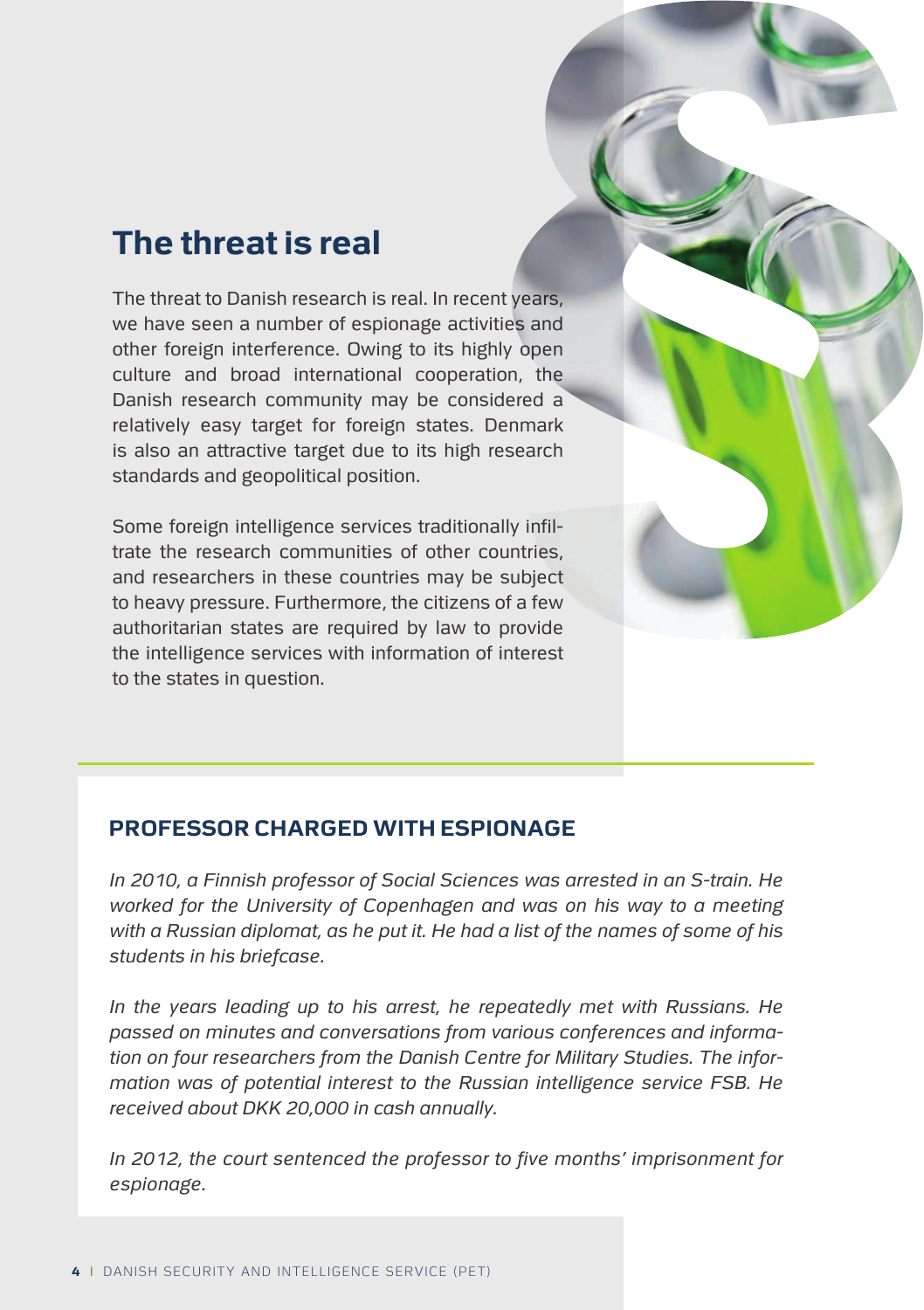# The threat is real

The threat to Danish research is real. In recent years, we have seen a number of espionage activities and other foreign interference. Owing to its highly open culture and broad international cooperation, the Danish research community may be considered a relatively easy target for foreign states. Denmark is also an attractive target due to its high research standards and geopolitical position.

Some foreign intelligence services traditionally infiltrate the research communities of other countries, and researchers in these countries may be subject to heavy pressure. Furthermore, the citizens of a few authoritarian states are required by law to provide the intelligence services with information of interest to the states in question.

## PROFESSOR CHARGED WITH ESPIONAGE

*In 2010, a Finnish professor of Social Sciences was arrested in an S-train. He worked for the University of Copenhagen and was on his way to a meeting with a Russian diplomat, as he put it. He had a list of the names of some of his students in his briefcase.*

*In the years leading up to his arrest, he repeatedly met with Russians. He passed on minutes and conversations from various conferences and information on four researchers from the Danish Centre for Military Studies. The information was of potential interest to the Russian intelligence service FSB. He received about DKK 20,000 in cash annually.*

*In 2012, the court sentenced the professor to five months' imprisonment for espionage.*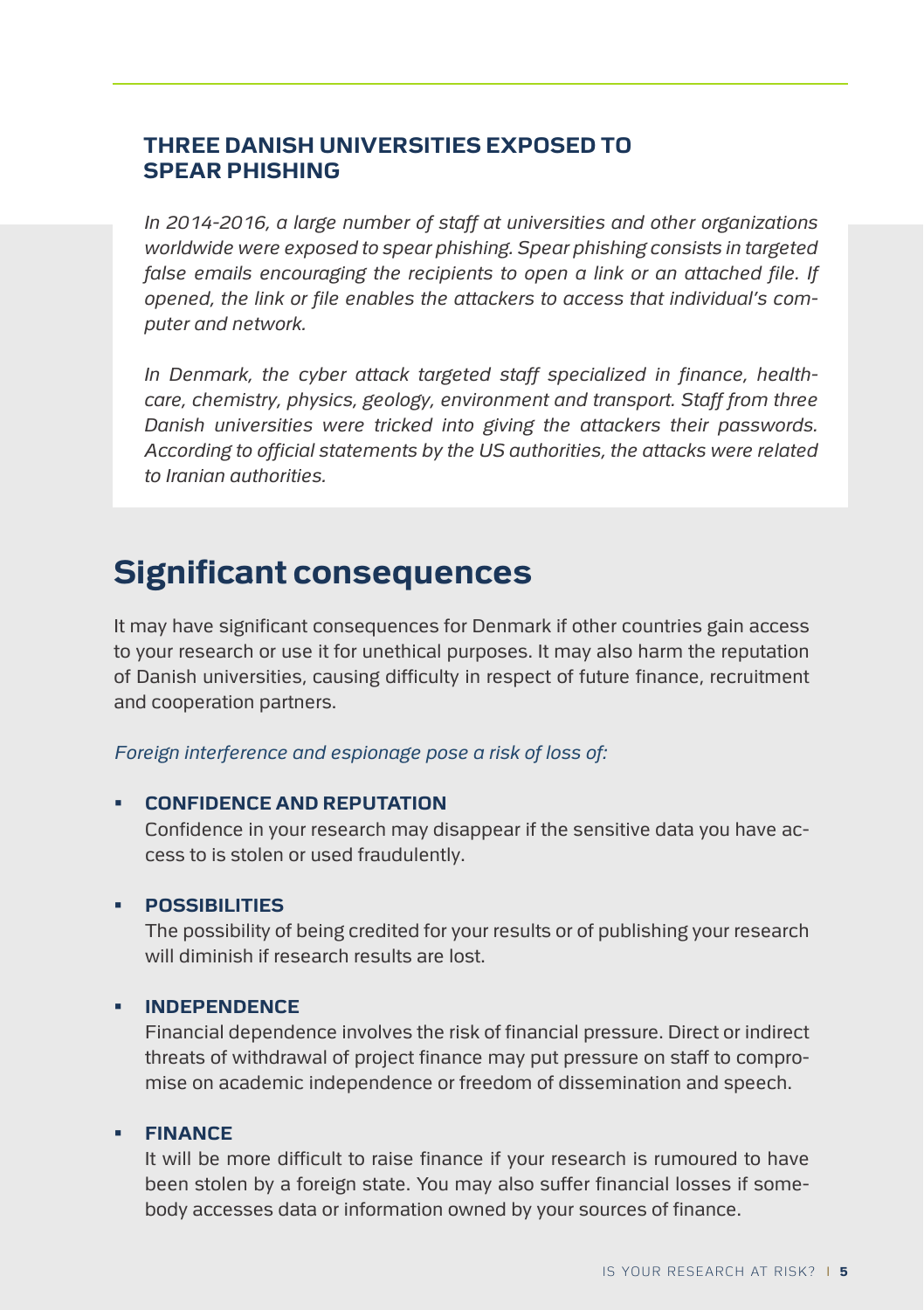### THREE DANISH UNIVERSITIES EXPOSED TO SPEAR PHISHING

*In 2014-2016, a large number of staff at universities and other organizations worldwide were exposed to spear phishing. Spear phishing consists in targeted false emails encouraging the recipients to open a link or an attached file. If opened, the link or file enables the attackers to access that individual's computer and network.*

*In Denmark, the cyber attack targeted staff specialized in finance, healthcare, chemistry, physics, geology, environment and transport. Staff from three Danish universities were tricked into giving the attackers their passwords. According to official statements by the US authorities, the attacks were related to Iranian authorities.*

## Significant consequences

It may have significant consequences for Denmark if other countries gain access to your research or use it for unethical purposes. It may also harm the reputation of Danish universities, causing difficulty in respect of future finance, recruitment and cooperation partners.

*Foreign interference and espionage pose a risk of loss of:*

- **CONFIDENCE AND REPUTATION**
  Confidence in your research may disappear if the sensitive data you have access to is stolen or used fraudulently.

- **POSSIBILITIES**
  The possibility of being credited for your results or of publishing your research will diminish if research results are lost.

- **INDEPENDENCE**
  Financial dependence involves the risk of financial pressure. Direct or indirect threats of withdrawal of project finance may put pressure on staff to compromise on academic independence or freedom of dissemination and speech.

- **FINANCE**
  It will be more difficult to raise finance if your research is rumoured to have been stolen by a foreign state. You may also suffer financial losses if somebody accesses data or information owned by your sources of finance.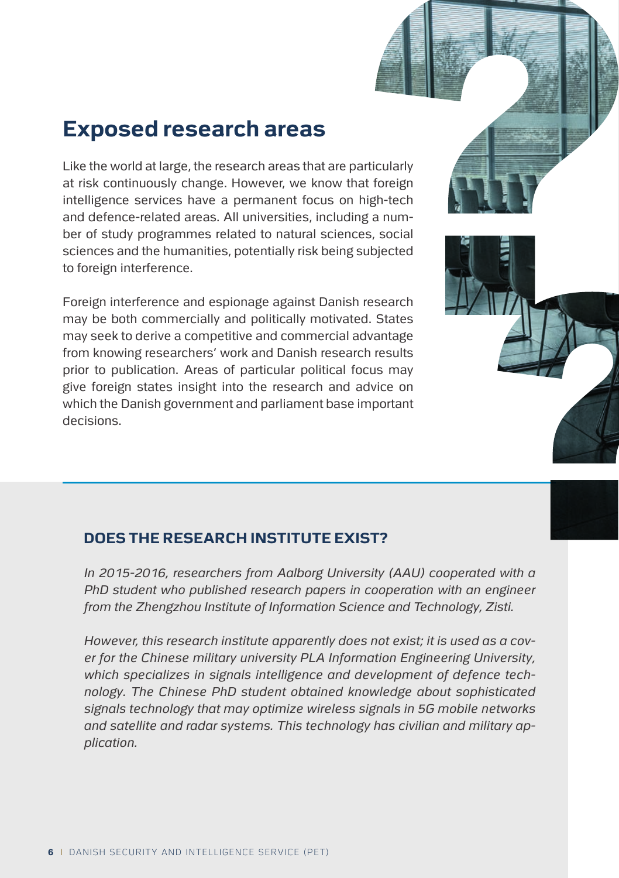# Exposed research areas

Like the world at large, the research areas that are particularly at risk continuously change. However, we know that foreign intelligence services have a permanent focus on high-tech and defence-related areas. All universities, including a number of study programmes related to natural sciences, social sciences and the humanities, potentially risk being subjected to foreign interference.

Foreign interference and espionage against Danish research may be both commercially and politically motivated. States may seek to derive a competitive and commercial advantage from knowing researchers' work and Danish research results prior to publication. Areas of particular political focus may give foreign states insight into the research and advice on which the Danish government and parliament base important decisions.

## DOES THE RESEARCH INSTITUTE EXIST?

*In 2015-2016, researchers from Aalborg University (AAU) cooperated with a PhD student who published research papers in cooperation with an engineer from the Zhengzhou Institute of Information Science and Technology, Zisti.*

*However, this research institute apparently does not exist; it is used as a cover for the Chinese military university PLA Information Engineering University, which specializes in signals intelligence and development of defence technology. The Chinese PhD student obtained knowledge about sophisticated signals technology that may optimize wireless signals in 5G mobile networks and satellite and radar systems. This technology has civilian and military application.*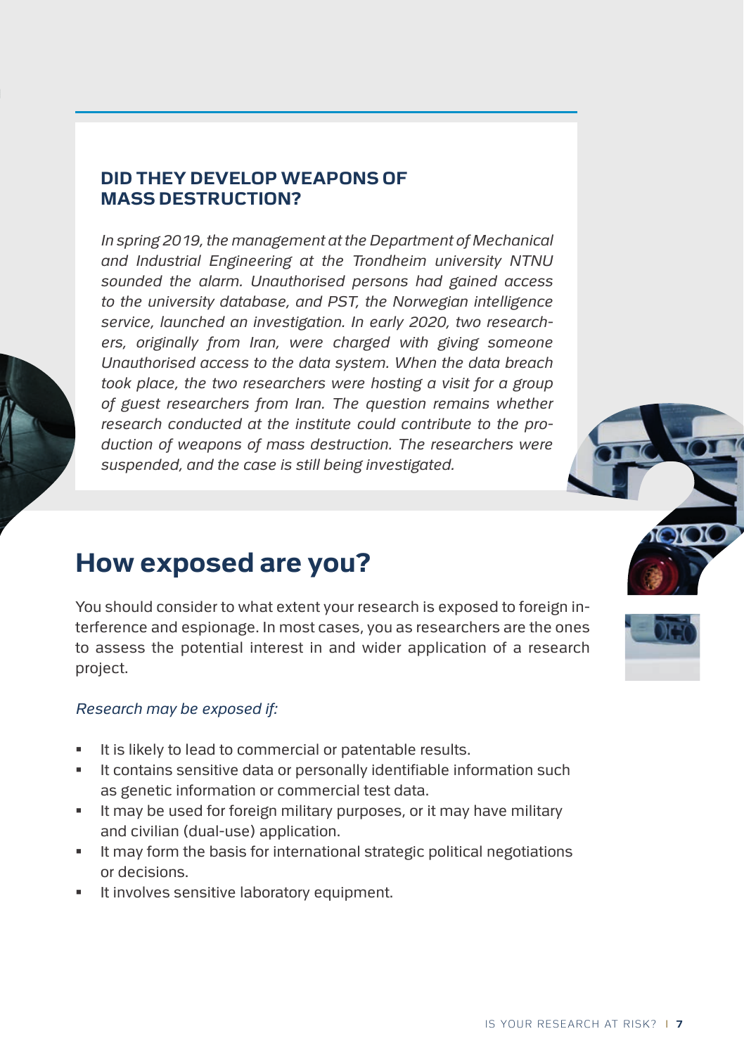### DID THEY DEVELOP WEAPONS OF MASS DESTRUCTION?

*In spring 2019, the management at the Department of Mechanical and Industrial Engineering at the Trondheim university NTNU sounded the alarm. Unauthorised persons had gained access to the university database, and PST, the Norwegian intelligence service, launched an investigation. In early 2020, two researchers, originally from Iran, were charged with giving someone Unauthorised access to the data system. When the data breach took place, the two researchers were hosting a visit for a group of guest researchers from Iran. The question remains whether research conducted at the institute could contribute to the production of weapons of mass destruction. The researchers were suspended, and the case is still being investigated.*

## How exposed are you?

You should consider to what extent your research is exposed to foreign interference and espionage. In most cases, you as researchers are the ones to assess the potential interest in and wider application of a research project.

*Research may be exposed if:*

- It is likely to lead to commercial or patentable results.
- It contains sensitive data or personally identifiable information such as genetic information or commercial test data.
- It may be used for foreign military purposes, or it may have military and civilian (dual-use) application.
- It may form the basis for international strategic political negotiations or decisions.
- It involves sensitive laboratory equipment.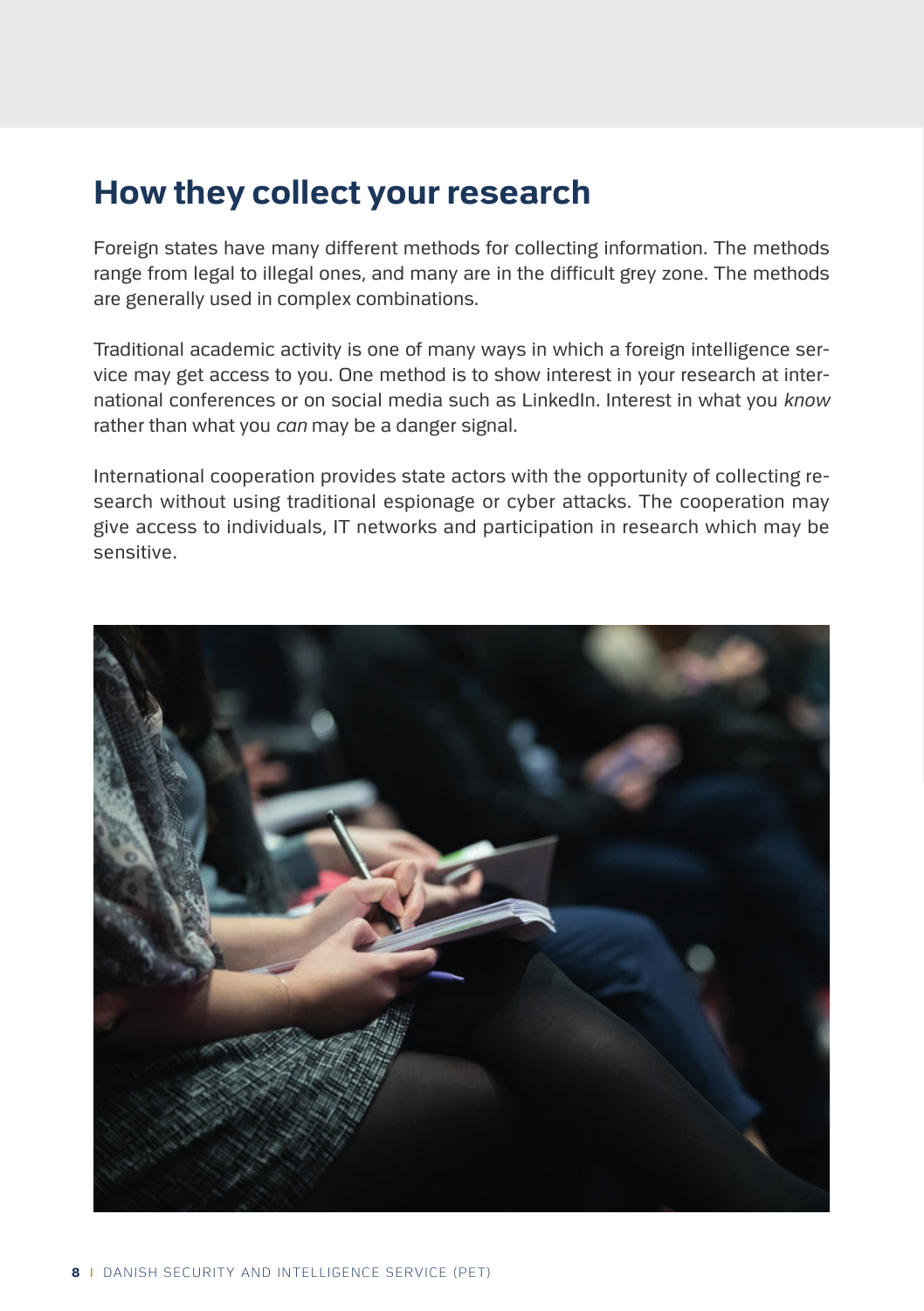## How they collect your research

Foreign states have many different methods for collecting information. The methods range from legal to illegal ones, and many are in the difficult grey zone. The methods are generally used in complex combinations.

Traditional academic activity is one of many ways in which a foreign intelligence service may get access to you. One method is to show interest in your research at international conferences or on social media such as LinkedIn. Interest in what you *know* rather than what you *can* may be a danger signal.

International cooperation provides state actors with the opportunity of collecting research without using traditional espionage or cyber attacks. The cooperation may give access to individuals, IT networks and participation in research which may be sensitive.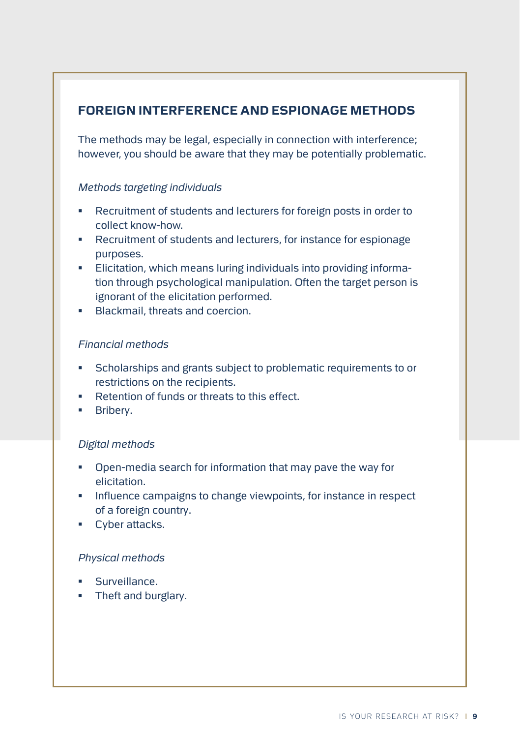## FOREIGN INTERFERENCE AND ESPIONAGE METHODS

The methods may be legal, especially in connection with interference; however, you should be aware that they may be potentially problematic.

*Methods targeting individuals*

- Recruitment of students and lecturers for foreign posts in order to collect know-how.
- Recruitment of students and lecturers, for instance for espionage purposes.
- Elicitation, which means luring individuals into providing information through psychological manipulation. Often the target person is ignorant of the elicitation performed.
- Blackmail, threats and coercion.

*Financial methods*

- Scholarships and grants subject to problematic requirements to or restrictions on the recipients.
- Retention of funds or threats to this effect.
- Bribery.

*Digital methods*

- Open-media search for information that may pave the way for elicitation.
- Influence campaigns to change viewpoints, for instance in respect of a foreign country.
- Cyber attacks.

*Physical methods*

- Surveillance.
- Theft and burglary.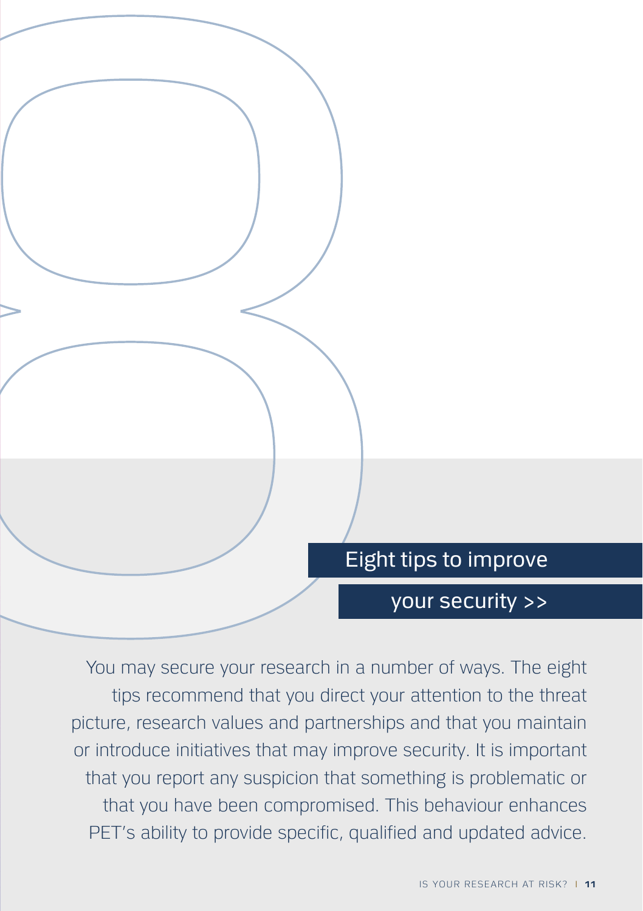# Eight tips to improve your security >>

You may secure your research in a number of ways. The eight tips recommend that you direct your attention to the threat picture, research values and partnerships and that you maintain or introduce initiatives that may improve security. It is important that you report any suspicion that something is problematic or that you have been compromised. This behaviour enhances PET's ability to provide specific, qualified and updated advice.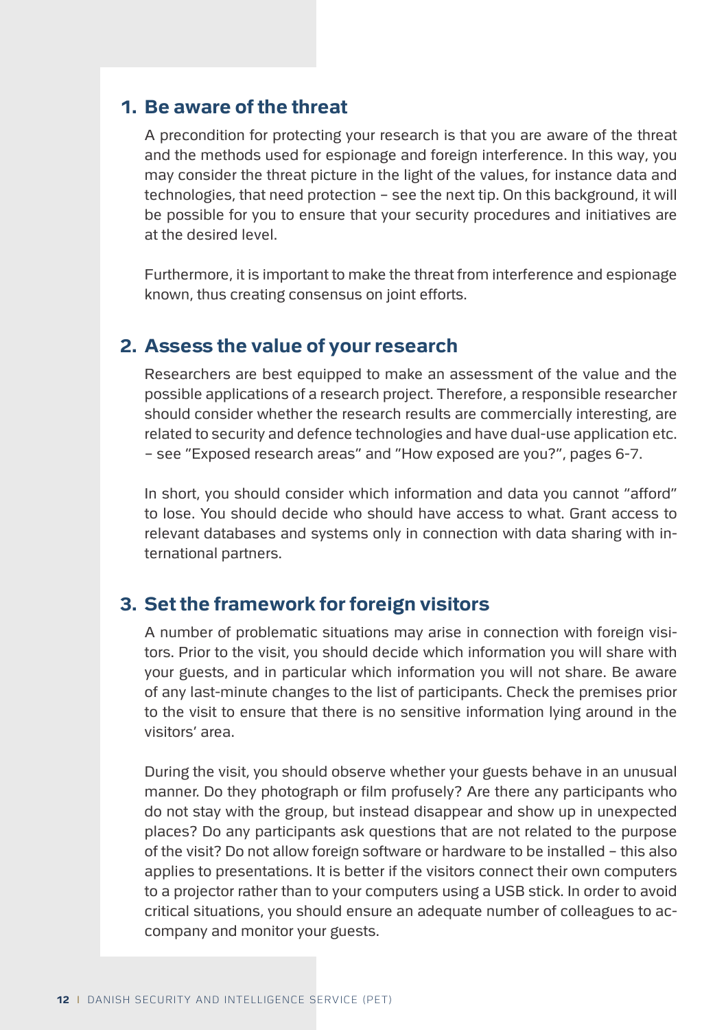## 1. Be aware of the threat

A precondition for protecting your research is that you are aware of the threat and the methods used for espionage and foreign interference. In this way, you may consider the threat picture in the light of the values, for instance data and technologies, that need protection – see the next tip. On this background, it will be possible for you to ensure that your security procedures and initiatives are at the desired level.

Furthermore, it is important to make the threat from interference and espionage known, thus creating consensus on joint efforts.

## 2. Assess the value of your research

Researchers are best equipped to make an assessment of the value and the possible applications of a research project. Therefore, a responsible researcher should consider whether the research results are commercially interesting, are related to security and defence technologies and have dual-use application etc. – see "Exposed research areas" and "How exposed are you?", pages 6-7.

In short, you should consider which information and data you cannot "afford" to lose. You should decide who should have access to what. Grant access to relevant databases and systems only in connection with data sharing with international partners.

## 3. Set the framework for foreign visitors

A number of problematic situations may arise in connection with foreign visitors. Prior to the visit, you should decide which information you will share with your guests, and in particular which information you will not share. Be aware of any last-minute changes to the list of participants. Check the premises prior to the visit to ensure that there is no sensitive information lying around in the visitors' area.

During the visit, you should observe whether your guests behave in an unusual manner. Do they photograph or film profusely? Are there any participants who do not stay with the group, but instead disappear and show up in unexpected places? Do any participants ask questions that are not related to the purpose of the visit? Do not allow foreign software or hardware to be installed – this also applies to presentations. It is better if the visitors connect their own computers to a projector rather than to your computers using a USB stick. In order to avoid critical situations, you should ensure an adequate number of colleagues to accompany and monitor your guests.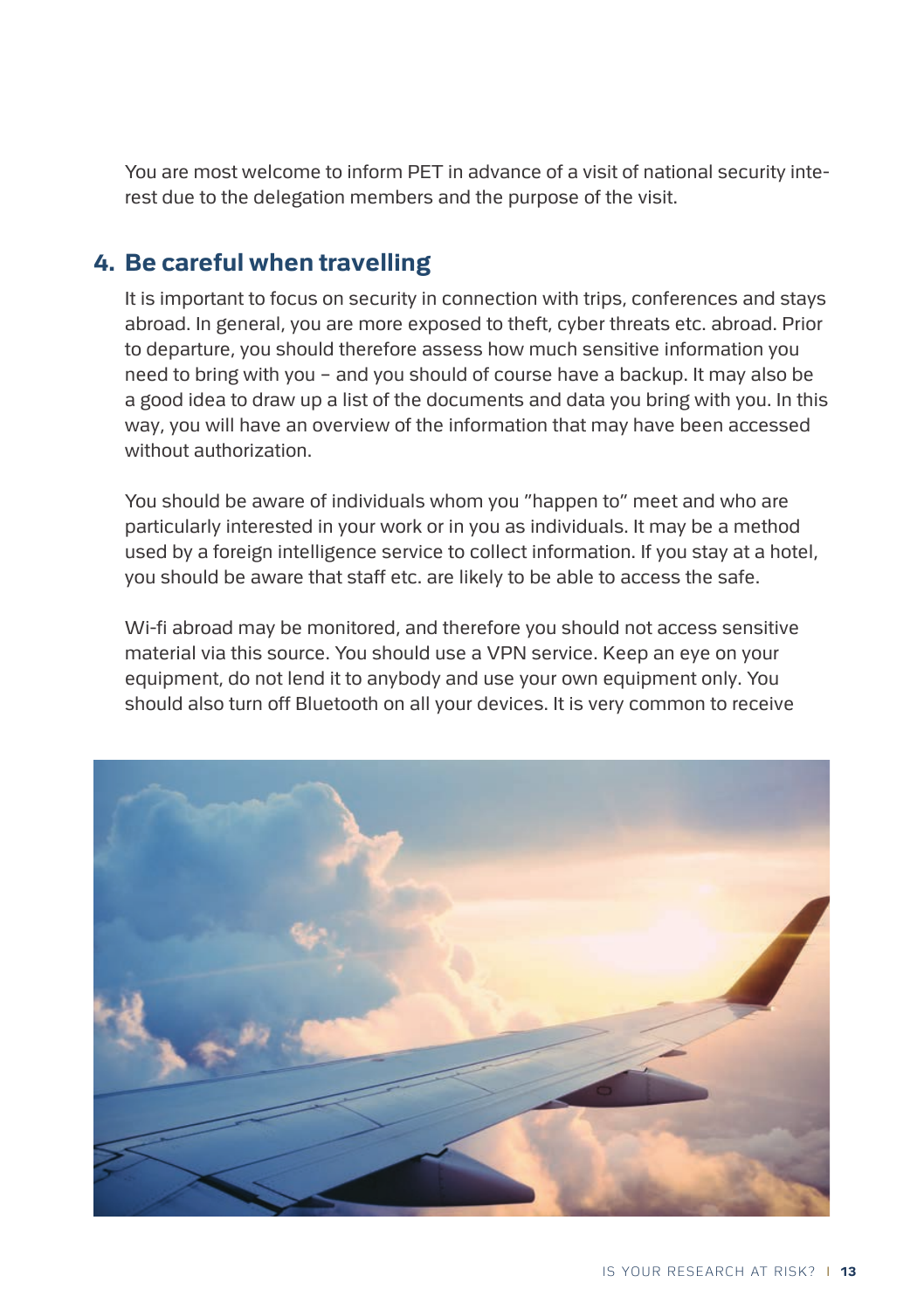You are most welcome to inform PET in advance of a visit of national security interest due to the delegation members and the purpose of the visit.

## 4. Be careful when travelling

It is important to focus on security in connection with trips, conferences and stays abroad. In general, you are more exposed to theft, cyber threats etc. abroad. Prior to departure, you should therefore assess how much sensitive information you need to bring with you – and you should of course have a backup. It may also be a good idea to draw up a list of the documents and data you bring with you. In this way, you will have an overview of the information that may have been accessed without authorization.

You should be aware of individuals whom you "happen to" meet and who are particularly interested in your work or in you as individuals. It may be a method used by a foreign intelligence service to collect information. If you stay at a hotel, you should be aware that staff etc. are likely to be able to access the safe.

Wi-fi abroad may be monitored, and therefore you should not access sensitive material via this source. You should use a VPN service. Keep an eye on your equipment, do not lend it to anybody and use your own equipment only. You should also turn off Bluetooth on all your devices. It is very common to receive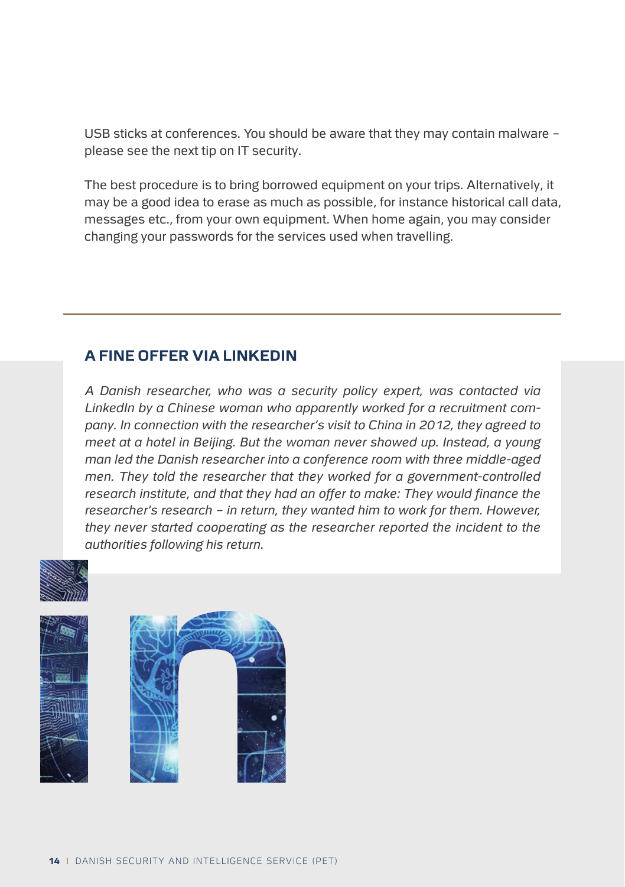USB sticks at conferences. You should be aware that they may contain malware – please see the next tip on IT security.

The best procedure is to bring borrowed equipment on your trips. Alternatively, it may be a good idea to erase as much as possible, for instance historical call data, messages etc., from your own equipment. When home again, you may consider changing your passwords for the services used when travelling.

---

## A FINE OFFER VIA LINKEDIN

*A Danish researcher, who was a security policy expert, was contacted via LinkedIn by a Chinese woman who apparently worked for a recruitment company. In connection with the researcher's visit to China in 2012, they agreed to meet at a hotel in Beijing. But the woman never showed up. Instead, a young man led the Danish researcher into a conference room with three middle-aged men. They told the researcher that they worked for a government-controlled research institute, and that they had an offer to make: They would finance the researcher's research – in return, they wanted him to work for them. However, they never started cooperating as the researcher reported the incident to the authorities following his return.*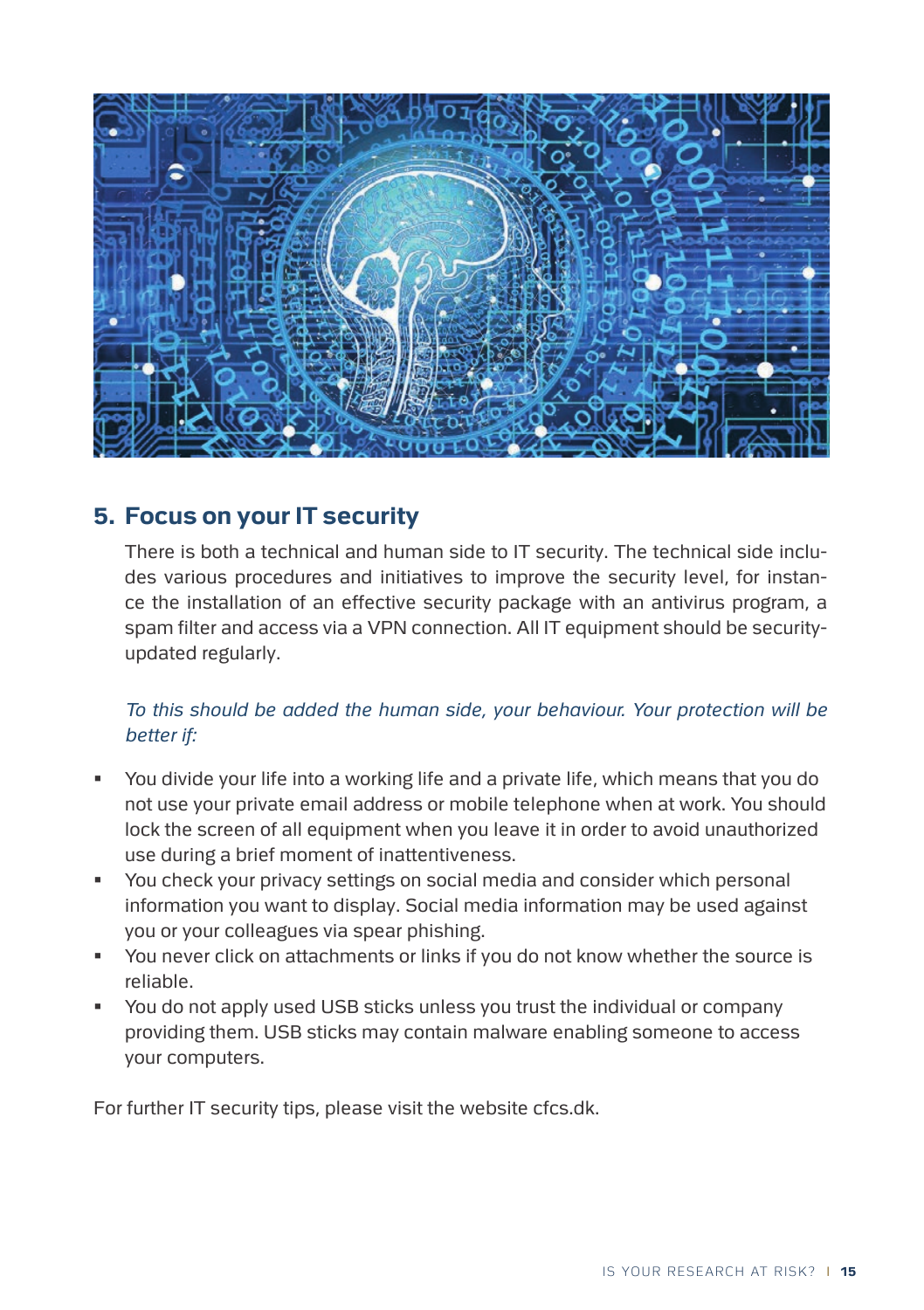## 5. Focus on your IT security

There is both a technical and human side to IT security. The technical side includes various procedures and initiatives to improve the security level, for instance the installation of an effective security package with an antivirus program, a spam filter and access via a VPN connection. All IT equipment should be security-updated regularly.

*To this should be added the human side, your behaviour. Your protection will be better if:*

- You divide your life into a working life and a private life, which means that you do not use your private email address or mobile telephone when at work. You should lock the screen of all equipment when you leave it in order to avoid unauthorized use during a brief moment of inattentiveness.
- You check your privacy settings on social media and consider which personal information you want to display. Social media information may be used against you or your colleagues via spear phishing.
- You never click on attachments or links if you do not know whether the source is reliable.
- You do not apply used USB sticks unless you trust the individual or company providing them. USB sticks may contain malware enabling someone to access your computers.

For further IT security tips, please visit the website cfcs.dk.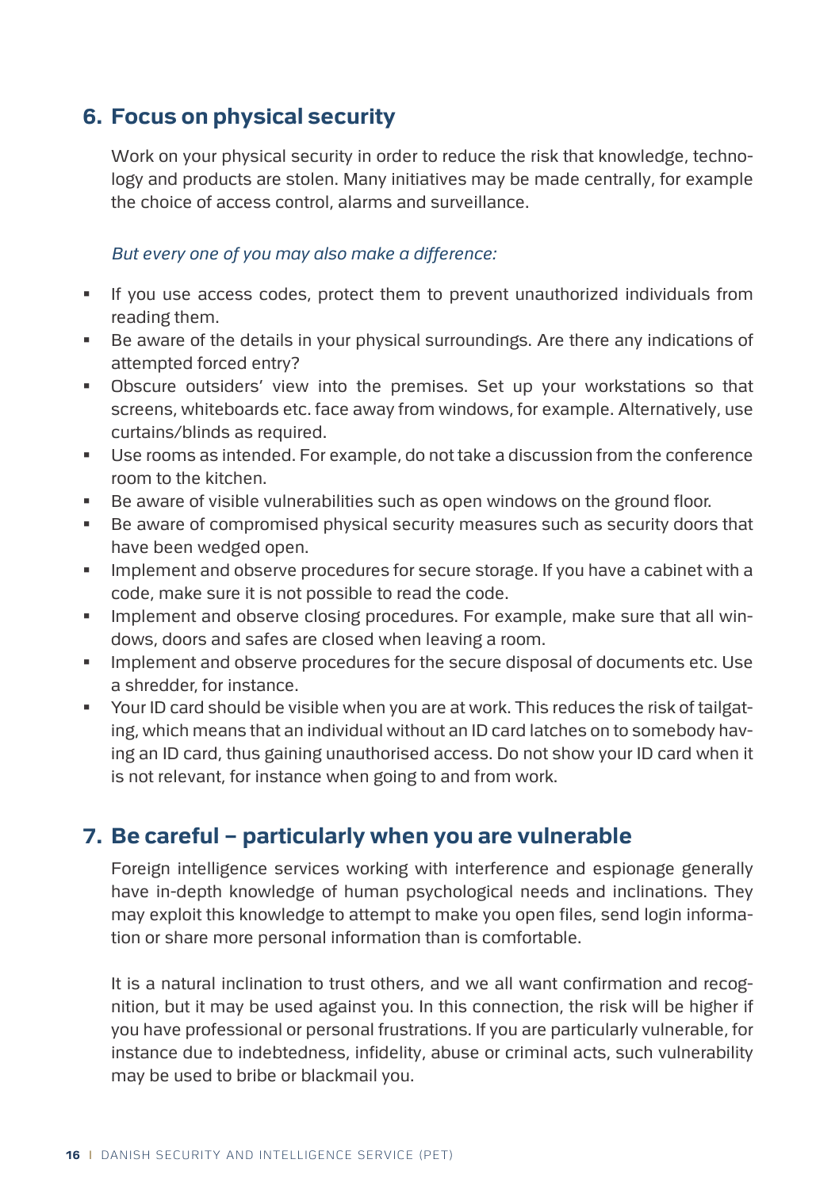## 6. Focus on physical security

Work on your physical security in order to reduce the risk that knowledge, technology and products are stolen. Many initiatives may be made centrally, for example the choice of access control, alarms and surveillance.

*But every one of you may also make a difference:*

- If you use access codes, protect them to prevent unauthorized individuals from reading them.
- Be aware of the details in your physical surroundings. Are there any indications of attempted forced entry?
- Obscure outsiders' view into the premises. Set up your workstations so that screens, whiteboards etc. face away from windows, for example. Alternatively, use curtains/blinds as required.
- Use rooms as intended. For example, do not take a discussion from the conference room to the kitchen.
- Be aware of visible vulnerabilities such as open windows on the ground floor.
- Be aware of compromised physical security measures such as security doors that have been wedged open.
- Implement and observe procedures for secure storage. If you have a cabinet with a code, make sure it is not possible to read the code.
- Implement and observe closing procedures. For example, make sure that all windows, doors and safes are closed when leaving a room.
- Implement and observe procedures for the secure disposal of documents etc. Use a shredder, for instance.
- Your ID card should be visible when you are at work. This reduces the risk of tailgating, which means that an individual without an ID card latches on to somebody having an ID card, thus gaining unauthorised access. Do not show your ID card when it is not relevant, for instance when going to and from work.

## 7. Be careful – particularly when you are vulnerable

Foreign intelligence services working with interference and espionage generally have in-depth knowledge of human psychological needs and inclinations. They may exploit this knowledge to attempt to make you open files, send login information or share more personal information than is comfortable.

It is a natural inclination to trust others, and we all want confirmation and recognition, but it may be used against you. In this connection, the risk will be higher if you have professional or personal frustrations. If you are particularly vulnerable, for instance due to indebtedness, infidelity, abuse or criminal acts, such vulnerability may be used to bribe or blackmail you.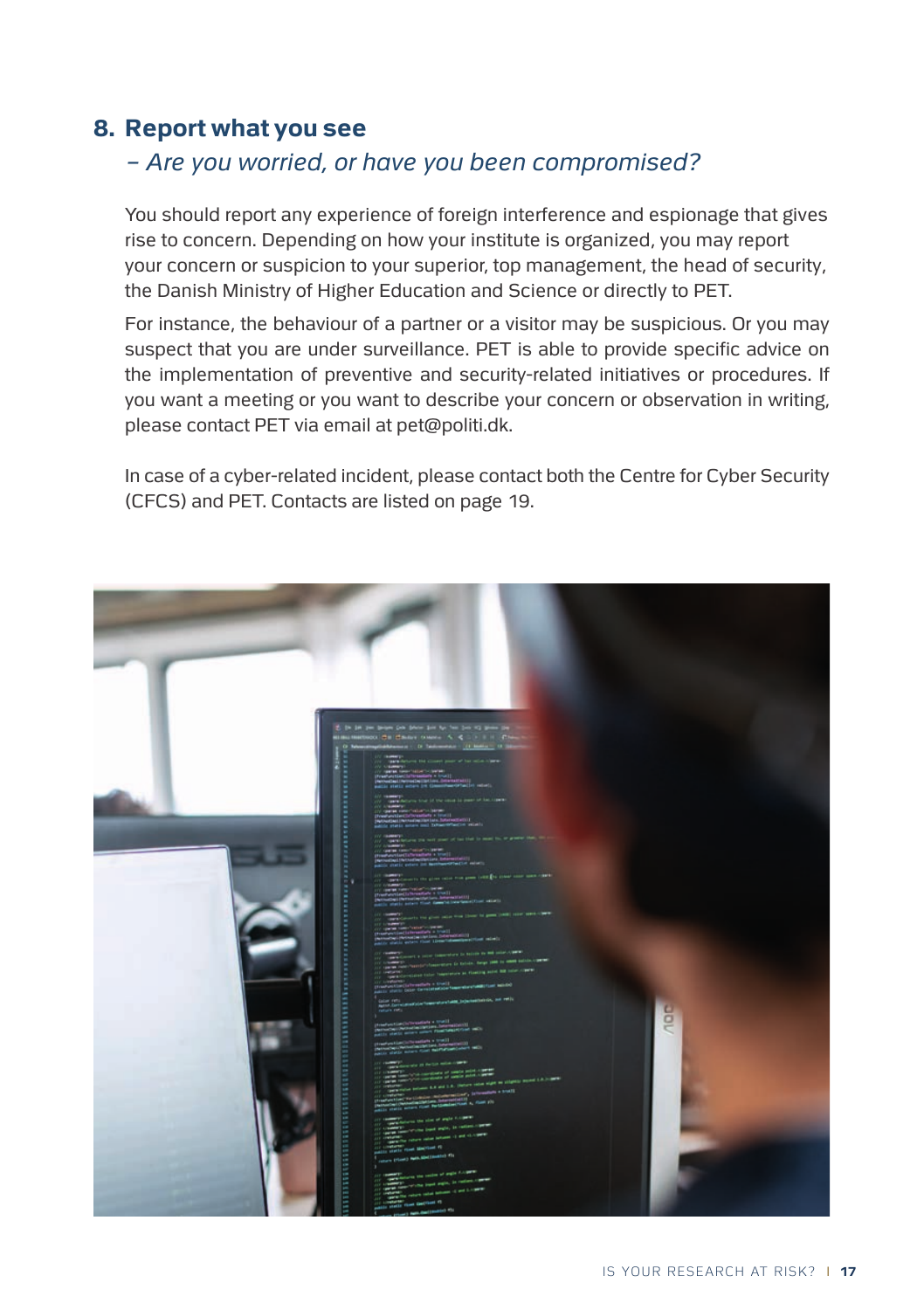## 8. Report what you see

*– Are you worried, or have you been compromised?*

You should report any experience of foreign interference and espionage that gives rise to concern. Depending on how your institute is organized, you may report your concern or suspicion to your superior, top management, the head of security, the Danish Ministry of Higher Education and Science or directly to PET.

For instance, the behaviour of a partner or a visitor may be suspicious. Or you may suspect that you are under surveillance. PET is able to provide specific advice on the implementation of preventive and security-related initiatives or procedures. If you want a meeting or you want to describe your concern or observation in writing, please contact PET via email at pet@politi.dk.

In case of a cyber-related incident, please contact both the Centre for Cyber Security (CFCS) and PET. Contacts are listed on page 19.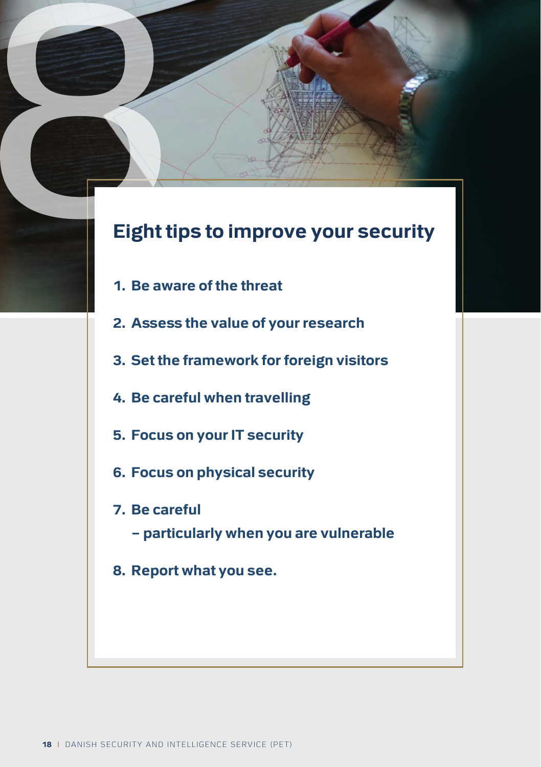# Eight tips to improve your security

1. **Be aware of the threat**
2. **Assess the value of your research**
3. **Set the framework for foreign visitors**
4. **Be careful when travelling**
5. **Focus on your IT security**
6. **Focus on physical security**
7. **Be careful – particularly when you are vulnerable**
8. **Report what you see.**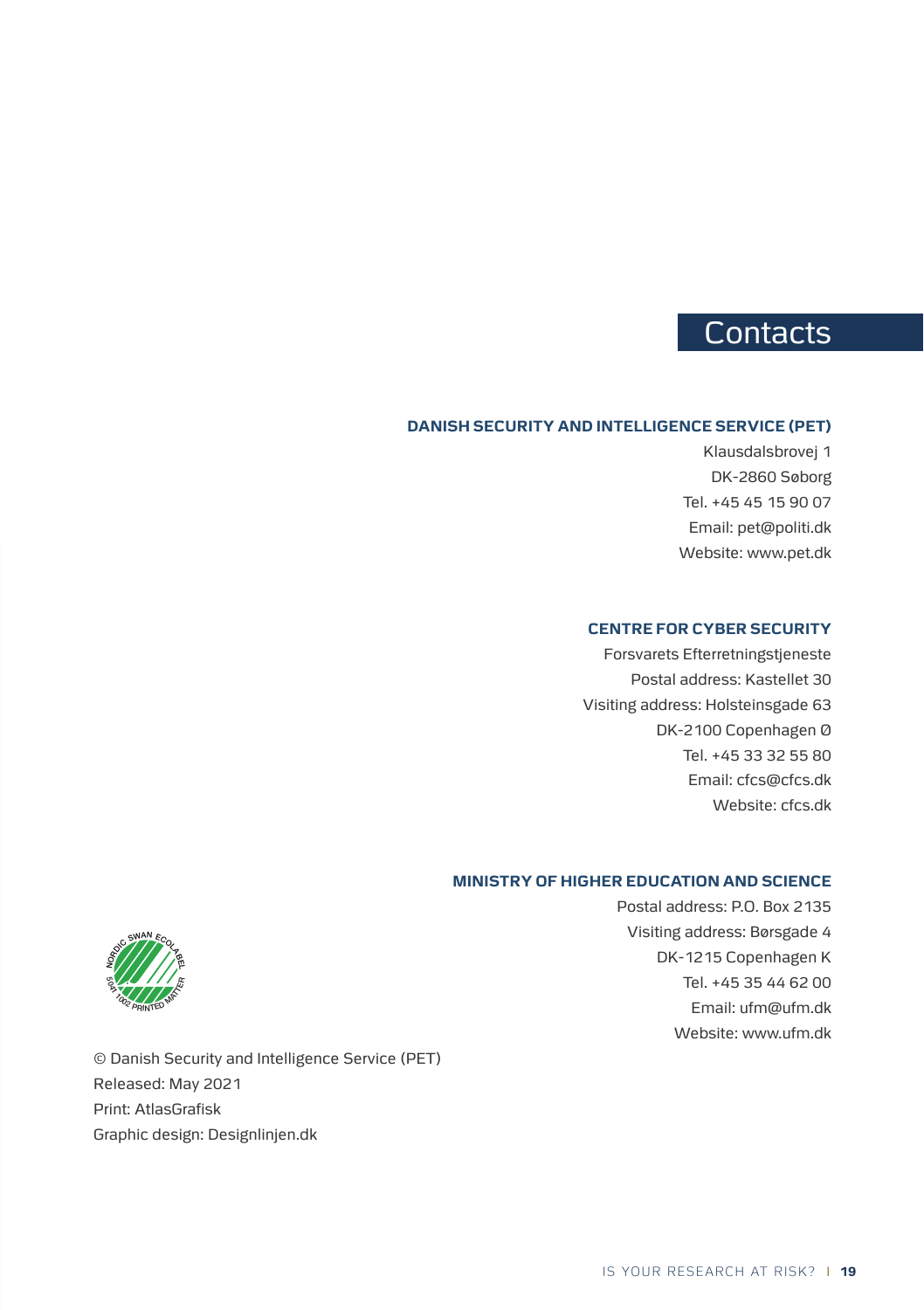# Contacts

### DANISH SECURITY AND INTELLIGENCE SERVICE (PET)

Klausdalsbrovej 1
DK-2860 Søborg
Tel. +45 45 15 90 07
Email: pet@politi.dk
Website: www.pet.dk

### CENTRE FOR CYBER SECURITY

Forsvarets Efterretningstjeneste
Postal address: Kastellet 30
Visiting address: Holsteinsgade 63
DK-2100 Copenhagen Ø
Tel. +45 33 32 55 80
Email: cfcs@cfcs.dk
Website: cfcs.dk

### MINISTRY OF HIGHER EDUCATION AND SCIENCE

Postal address: P.O. Box 2135
Visiting address: Børsgade 4
DK-1215 Copenhagen K
Tel. +45 35 44 62 00
Email: ufm@ufm.dk
Website: www.ufm.dk

NORDIC SWAN ECOLABEL 5041 1002 PRINTED MATTER

© Danish Security and Intelligence Service (PET)
Released: May 2021
Print: AtlasGrafisk
Graphic design: Designlinjen.dk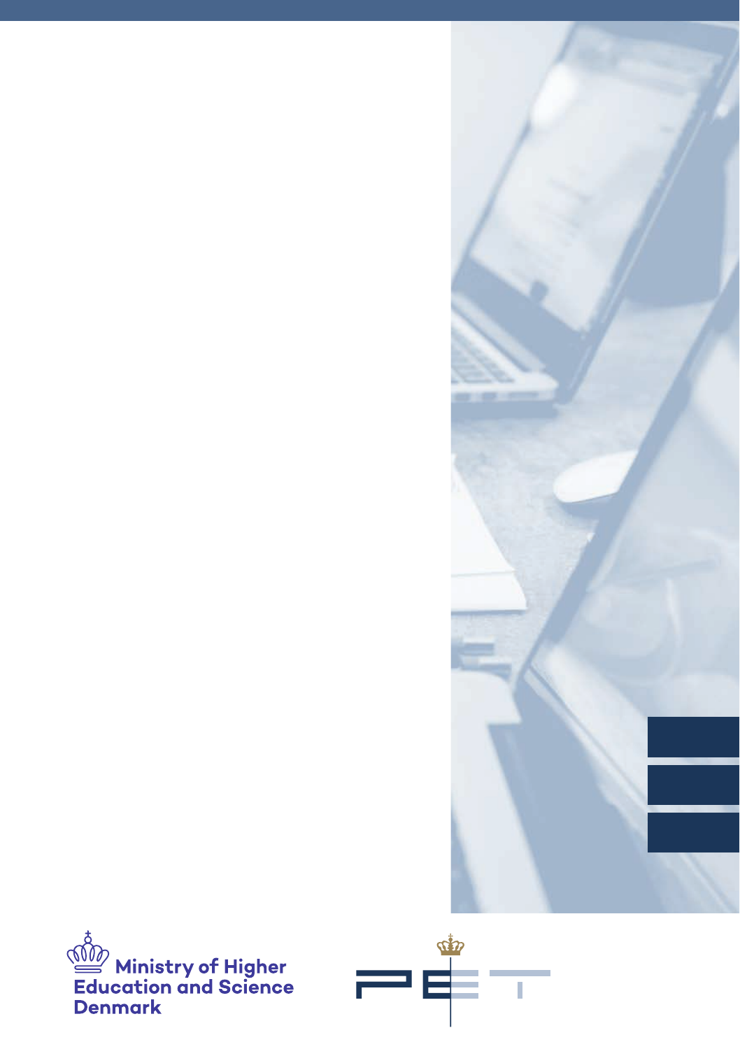Ministry of Higher Education and Science Denmark